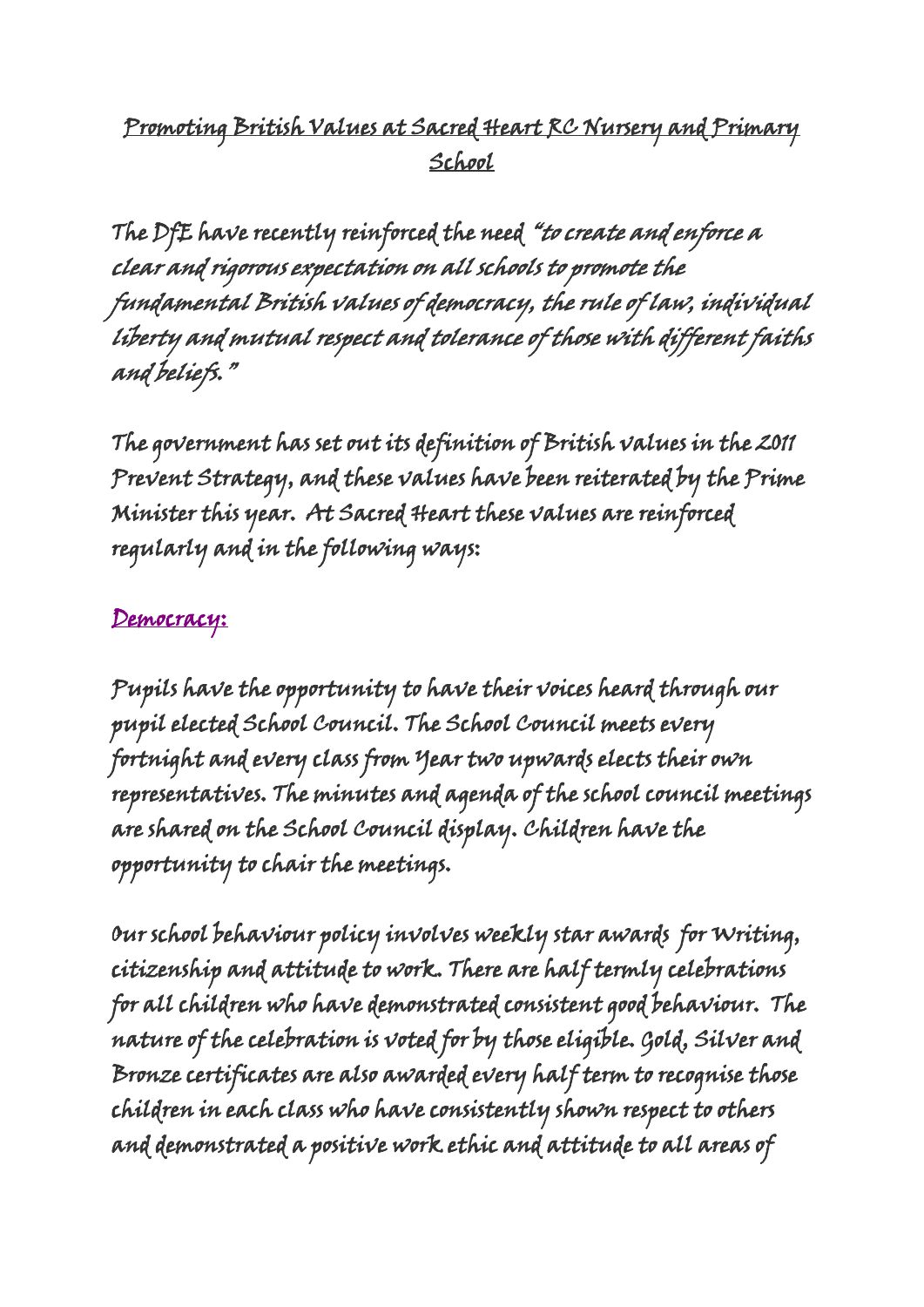# Promoting British Values at Sacred Heart RC Nursery and Primary School

The DfE have recently reinforced the need "to create and enforce a clear and rigorous expectation on all schools to promote the fundamental British values of democracy, the rule of law, individual liberty and mutual respect and tolerance of those with different faiths and beliefs."

The government has set out its definition of British values in the 2011 Prevent Strategy, and these values have been reiterated by the Prime Minister this year. At Sacred Heart these values are reinforced regularly and in the following ways:

## Democracy:

Pupils have the opportunity to have their voices heard through our pupil elected School Council. The School Council meets every fortnight and every class from Year two upwards elects their own representatives. The minutes and agenda of the school council meetings are shared on the School Council display. Children have the opportunity to chair the meetings.

Our school behaviour policy involves weekly star awards for Writing, citizenship and attitude to work. There are half termly celebrations for all children who have demonstrated consistent good behaviour. The nature of the celebration is voted for by those eligible. Gold, Silver and Bronze certificates are also awarded every half term to recognise those children in each class who have consistently shown respect to others and demonstrated a positive work ethic and attitude to all areas of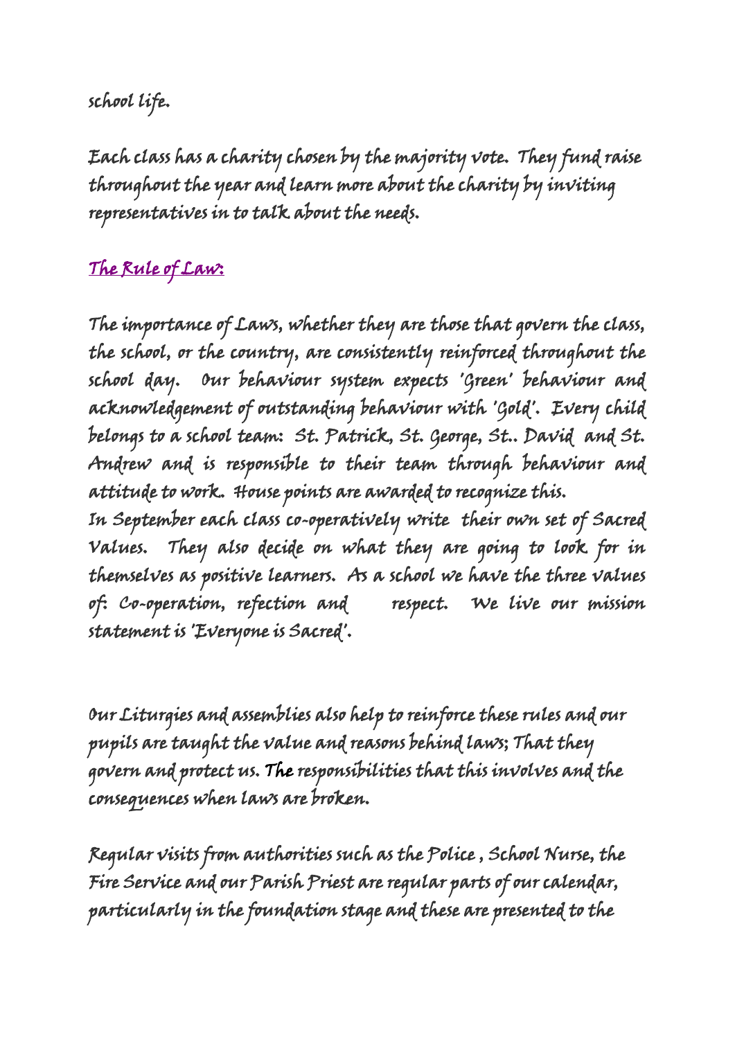school life.

Each class has a charity chosen by the majority vote. They fund raise throughout the year and learn more about the charity by inviting representatives in to talk about the needs.

## The Rule of Law:

The importance of Laws, whether they are those that govern the class, the school, or the country, are consistently reinforced throughout the school day. Our behaviour system expects 'Green' behaviour and acknowledgement of outstanding behaviour with 'Gold'. Every child belongs to a school team: St. Patrick, St. George, St.. David and St. Andrew and is responsible to their team through behaviour and attitude to work. House points are awarded to recognize this.
In September each class co-operatively write their own set of Sacred Values. They also decide on what they are going to look for in themselves as positive learners. As a school we have the three values of: Co-operation, refection and respect. We live our mission statement is 'Everyone is Sacred'.

Our Liturgies and assemblies also help to reinforce these rules and our pupils are taught the value and reasons behind laws; That they govern and protect us. The responsibilities that this involves and the consequences when laws are broken.

Regular visits from authorities such as the Police , School Nurse, the Fire Service and our Parish Priest are regular parts of our calendar, particularly in the foundation stage and these are presented to the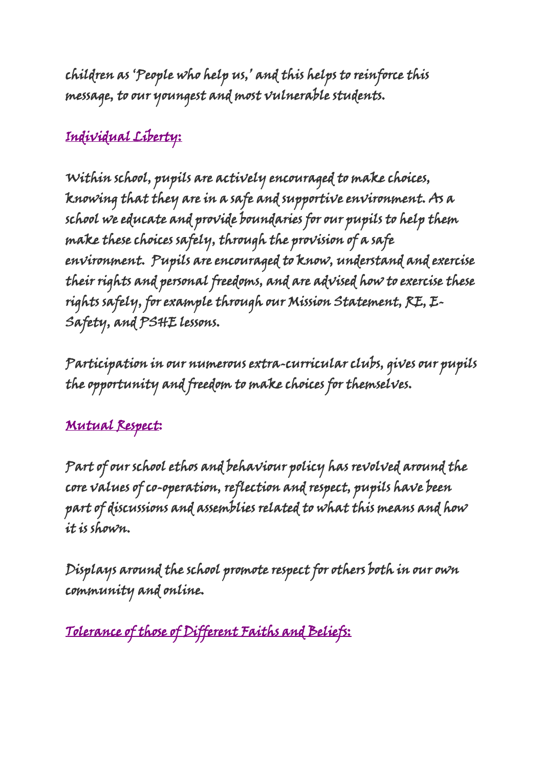children as 'People who help us,' and this helps to reinforce this message, to our youngest and most vulnerable students.

## Individual Liberty:

Within school, pupils are actively encouraged to make choices, knowing that they are in a safe and supportive environment. As a school we educate and provide boundaries for our pupils to help them make these choices safely, through the provision of a safe environment. Pupils are encouraged to know, understand and exercise their rights and personal freedoms, and are advised how to exercise these rights safely, for example through our Mission Statement, RE, E-Safety, and PSHE lessons.

Participation in our numerous extra-curricular clubs, gives our pupils the opportunity and freedom to make choices for themselves.

## Mutual Respect:

Part of our school ethos and behaviour policy has revolved around the core values of co-operation, reflection and respect, pupils have been part of discussions and assemblies related to what this means and how it is shown.

Displays around the school promote respect for others both in our own community and online.

## Tolerance of those of Different Faiths and Beliefs: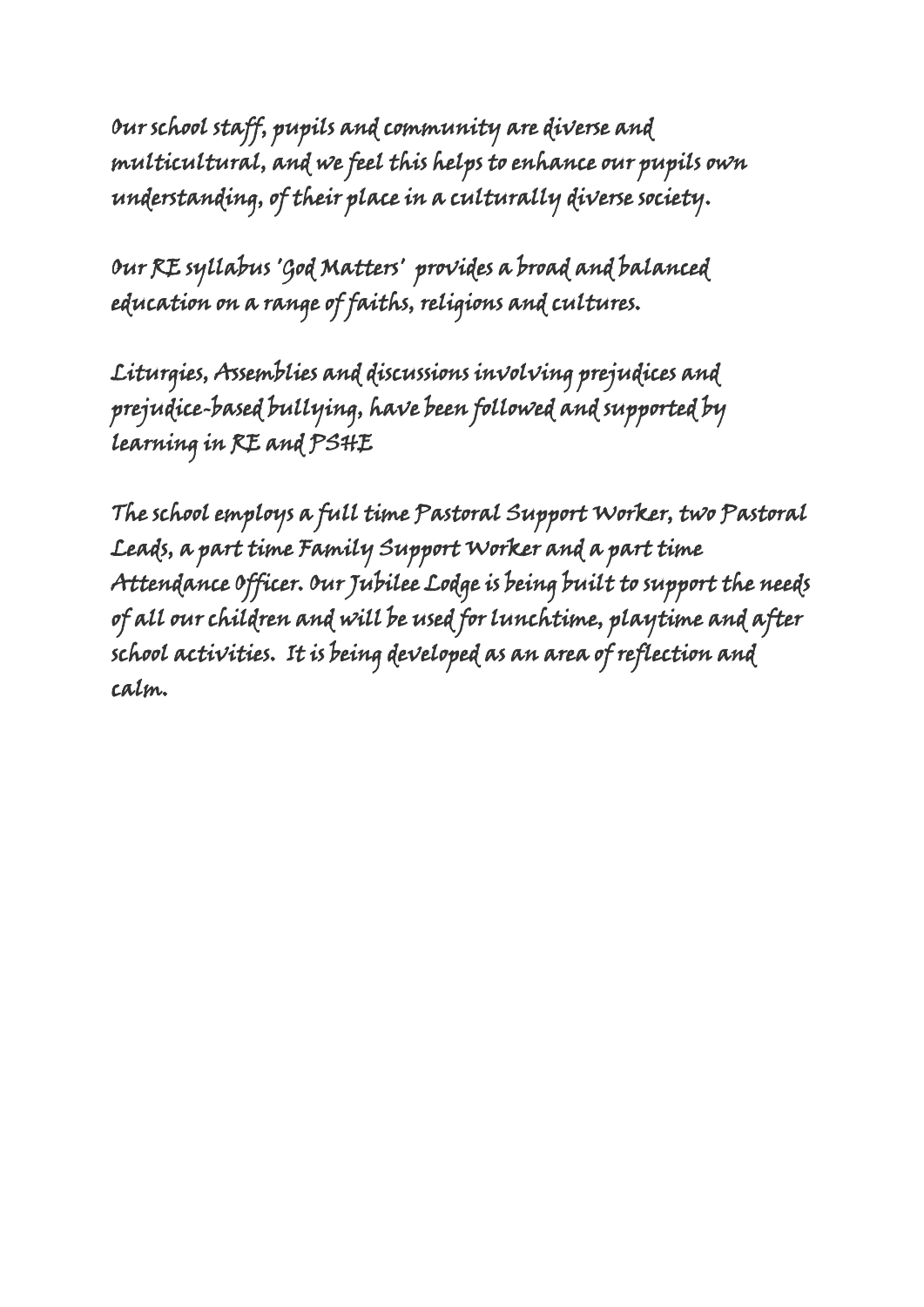Our school staff, pupils and community are diverse and multicultural, and we feel this helps to enhance our pupils own understanding, of their place in a culturally diverse society.

Our RE syllabus 'God Matters' provides a broad and balanced education on a range of faiths, religions and cultures.

Liturgies, Assemblies and discussions involving prejudices and prejudice-based bullying, have been followed and supported by learning in RE and PSHE

The school employs a full time Pastoral Support Worker, two Pastoral Leads, a part time Family Support Worker and a part time Attendance Officer. Our Jubilee Lodge is being built to support the needs of all our children and will be used for lunchtime, playtime and after school activities. It is being developed as an area of reflection and calm.